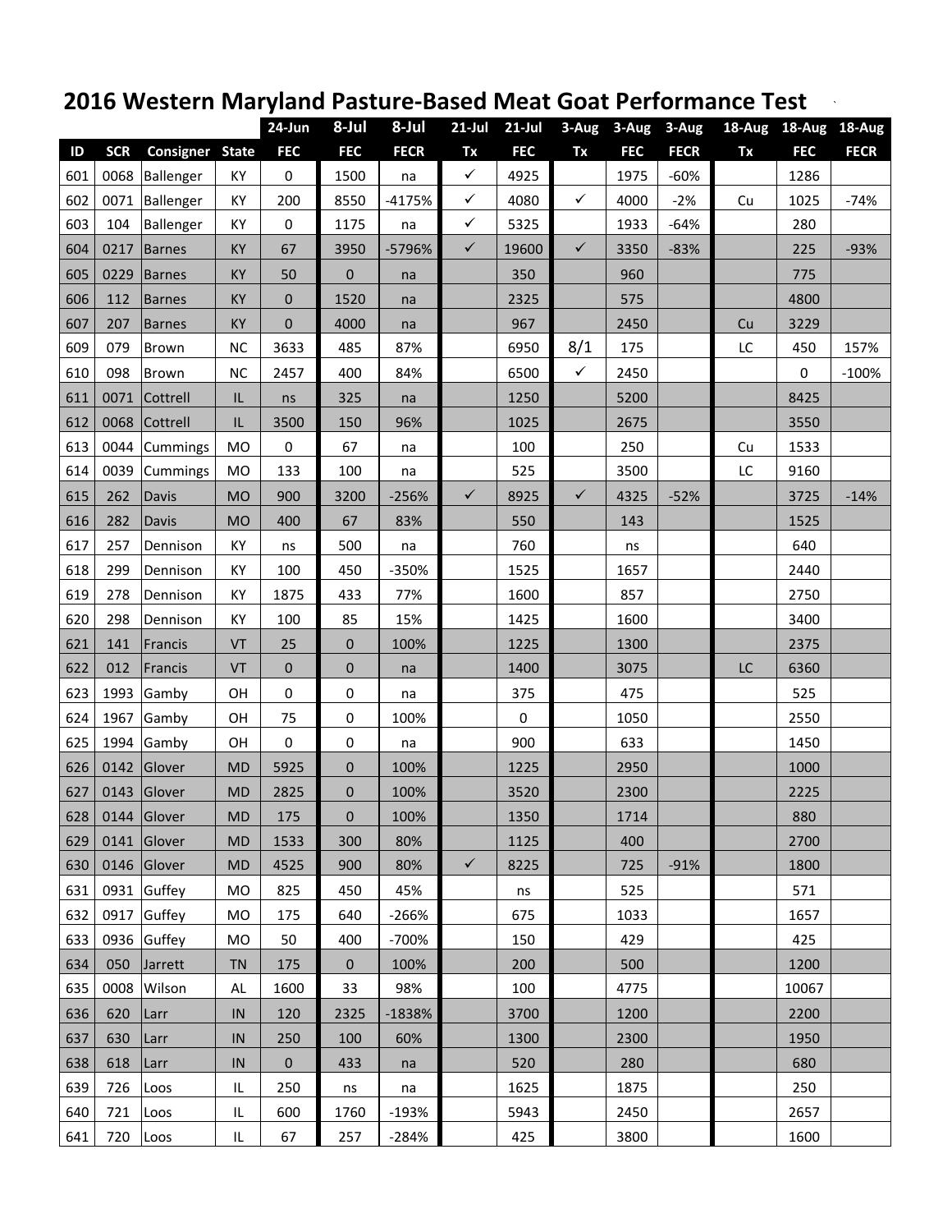# 2016 Western Maryland Pasture-Based Meat Goat Performance Test

| | | | | 24-Jun | 8-Jul | 8-Jul | 21-Jul | 21-Jul | 3-Aug | 3-Aug | 3-Aug | 18-Aug | 18-Aug | 18-Aug |
|---|---|---|---|---|---|---|---|---|---|---|---|---|---|---|
| ID | SCR | Consigner | State | FEC | FEC | FECR | Tx | FEC | Tx | FEC | FECR | Tx | FEC | FECR |
| 601 | 0068 | Ballenger | KY | 0 | 1500 | na | ✓ | 4925 | | 1975 | -60% | | 1286 | |
| 602 | 0071 | Ballenger | KY | 200 | 8550 | -4175% | ✓ | 4080 | ✓ | 4000 | -2% | Cu | 1025 | -74% |
| 603 | 104 | Ballenger | KY | 0 | 1175 | na | ✓ | 5325 | | 1933 | -64% | | 280 | |
| 604 | 0217 | Barnes | KY | 67 | 3950 | -5796% | ✓ | 19600 | ✓ | 3350 | -83% | | 225 | -93% |
| 605 | 0229 | Barnes | KY | 50 | 0 | na | | 350 | | 960 | | | 775 | |
| 606 | 112 | Barnes | KY | 0 | 1520 | na | | 2325 | | 575 | | | 4800 | |
| 607 | 207 | Barnes | KY | 0 | 4000 | na | | 967 | | 2450 | | Cu | 3229 | |
| 609 | 079 | Brown | NC | 3633 | 485 | 87% | | 6950 | 8/1 | 175 | | LC | 450 | 157% |
| 610 | 098 | Brown | NC | 2457 | 400 | 84% | | 6500 | ✓ | 2450 | | | 0 | -100% |
| 611 | 0071 | Cottrell | IL | ns | 325 | na | | 1250 | | 5200 | | | 8425 | |
| 612 | 0068 | Cottrell | IL | 3500 | 150 | 96% | | 1025 | | 2675 | | | 3550 | |
| 613 | 0044 | Cummings | MO | 0 | 67 | na | | 100 | | 250 | | Cu | 1533 | |
| 614 | 0039 | Cummings | MO | 133 | 100 | na | | 525 | | 3500 | | LC | 9160 | |
| 615 | 262 | Davis | MO | 900 | 3200 | -256% | ✓ | 8925 | ✓ | 4325 | -52% | | 3725 | -14% |
| 616 | 282 | Davis | MO | 400 | 67 | 83% | | 550 | | 143 | | | 1525 | |
| 617 | 257 | Dennison | KY | ns | 500 | na | | 760 | | ns | | | 640 | |
| 618 | 299 | Dennison | KY | 100 | 450 | -350% | | 1525 | | 1657 | | | 2440 | |
| 619 | 278 | Dennison | KY | 1875 | 433 | 77% | | 1600 | | 857 | | | 2750 | |
| 620 | 298 | Dennison | KY | 100 | 85 | 15% | | 1425 | | 1600 | | | 3400 | |
| 621 | 141 | Francis | VT | 25 | 0 | 100% | | 1225 | | 1300 | | | 2375 | |
| 622 | 012 | Francis | VT | 0 | 0 | na | | 1400 | | 3075 | | LC | 6360 | |
| 623 | 1993 | Gamby | OH | 0 | 0 | na | | 375 | | 475 | | | 525 | |
| 624 | 1967 | Gamby | OH | 75 | 0 | 100% | | 0 | | 1050 | | | 2550 | |
| 625 | 1994 | Gamby | OH | 0 | 0 | na | | 900 | | 633 | | | 1450 | |
| 626 | 0142 | Glover | MD | 5925 | 0 | 100% | | 1225 | | 2950 | | | 1000 | |
| 627 | 0143 | Glover | MD | 2825 | 0 | 100% | | 3520 | | 2300 | | | 2225 | |
| 628 | 0144 | Glover | MD | 175 | 0 | 100% | | 1350 | | 1714 | | | 880 | |
| 629 | 0141 | Glover | MD | 1533 | 300 | 80% | | 1125 | | 400 | | | 2700 | |
| 630 | 0146 | Glover | MD | 4525 | 900 | 80% | ✓ | 8225 | | 725 | -91% | | 1800 | |
| 631 | 0931 | Guffey | MO | 825 | 450 | 45% | | ns | | 525 | | | 571 | |
| 632 | 0917 | Guffey | MO | 175 | 640 | -266% | | 675 | | 1033 | | | 1657 | |
| 633 | 0936 | Guffey | MO | 50 | 400 | -700% | | 150 | | 429 | | | 425 | |
| 634 | 050 | Jarrett | TN | 175 | 0 | 100% | | 200 | | 500 | | | 1200 | |
| 635 | 0008 | Wilson | AL | 1600 | 33 | 98% | | 100 | | 4775 | | | 10067 | |
| 636 | 620 | Larr | IN | 120 | 2325 | -1838% | | 3700 | | 1200 | | | 2200 | |
| 637 | 630 | Larr | IN | 250 | 100 | 60% | | 1300 | | 2300 | | | 1950 | |
| 638 | 618 | Larr | IN | 0 | 433 | na | | 520 | | 280 | | | 680 | |
| 639 | 726 | Loos | IL | 250 | ns | na | | 1625 | | 1875 | | | 250 | |
| 640 | 721 | Loos | IL | 600 | 1760 | -193% | | 5943 | | 2450 | | | 2657 | |
| 641 | 720 | Loos | IL | 67 | 257 | -284% | | 425 | | 3800 | | | 1600 | |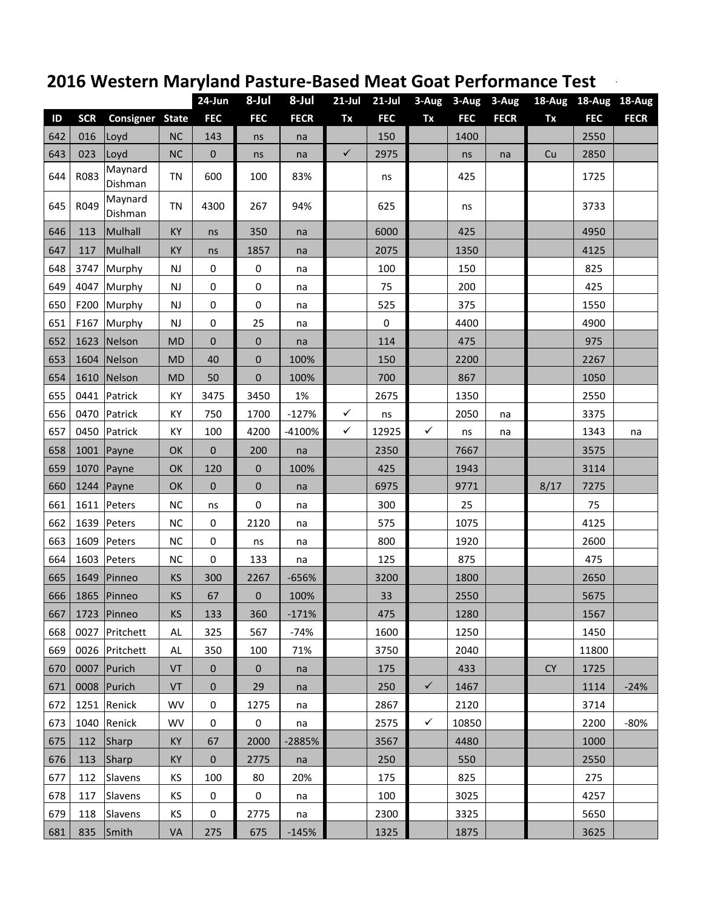# 2016 Western Maryland Pasture-Based Meat Goat Performance Test

| | | | | 24-Jun | 8-Jul | 8-Jul | 21-Jul | 21-Jul | 3-Aug | 3-Aug | 3-Aug | 18-Aug | 18-Aug | 18-Aug |
|---|---|---|---|---|---|---|---|---|---|---|---|---|---|---|
| ID | SCR | Consigner | State | FEC | FEC | FECR | Tx | FEC | Tx | FEC | FECR | Tx | FEC | FECR |
| 642 | 016 | Loyd | NC | 143 | ns | na | | 150 | | 1400 | | | 2550 | |
| 643 | 023 | Loyd | NC | 0 | ns | na | ✓ | 2975 | | ns | na | Cu | 2850 | |
| 644 | R083 | Maynard Dishman | TN | 600 | 100 | 83% | | ns | | 425 | | | 1725 | |
| 645 | R049 | Maynard Dishman | TN | 4300 | 267 | 94% | | 625 | | ns | | | 3733 | |
| 646 | 113 | Mulhall | KY | ns | 350 | na | | 6000 | | 425 | | | 4950 | |
| 647 | 117 | Mulhall | KY | ns | 1857 | na | | 2075 | | 1350 | | | 4125 | |
| 648 | 3747 | Murphy | NJ | 0 | 0 | na | | 100 | | 150 | | | 825 | |
| 649 | 4047 | Murphy | NJ | 0 | 0 | na | | 75 | | 200 | | | 425 | |
| 650 | F200 | Murphy | NJ | 0 | 0 | na | | 525 | | 375 | | | 1550 | |
| 651 | F167 | Murphy | NJ | 0 | 25 | na | | 0 | | 4400 | | | 4900 | |
| 652 | 1623 | Nelson | MD | 0 | 0 | na | | 114 | | 475 | | | 975 | |
| 653 | 1604 | Nelson | MD | 40 | 0 | 100% | | 150 | | 2200 | | | 2267 | |
| 654 | 1610 | Nelson | MD | 50 | 0 | 100% | | 700 | | 867 | | | 1050 | |
| 655 | 0441 | Patrick | KY | 3475 | 3450 | 1% | | 2675 | | 1350 | | | 2550 | |
| 656 | 0470 | Patrick | KY | 750 | 1700 | -127% | ✓ | ns | | 2050 | na | | 3375 | |
| 657 | 0450 | Patrick | KY | 100 | 4200 | -4100% | ✓ | 12925 | ✓ | ns | na | | 1343 | na |
| 658 | 1001 | Payne | OK | 0 | 200 | na | | 2350 | | 7667 | | | 3575 | |
| 659 | 1070 | Payne | OK | 120 | 0 | 100% | | 425 | | 1943 | | | 3114 | |
| 660 | 1244 | Payne | OK | 0 | 0 | na | | 6975 | | 9771 | | 8/17 | 7275 | |
| 661 | 1611 | Peters | NC | ns | 0 | na | | 300 | | 25 | | | 75 | |
| 662 | 1639 | Peters | NC | 0 | 2120 | na | | 575 | | 1075 | | | 4125 | |
| 663 | 1609 | Peters | NC | 0 | ns | na | | 800 | | 1920 | | | 2600 | |
| 664 | 1603 | Peters | NC | 0 | 133 | na | | 125 | | 875 | | | 475 | |
| 665 | 1649 | Pinneo | KS | 300 | 2267 | -656% | | 3200 | | 1800 | | | 2650 | |
| 666 | 1865 | Pinneo | KS | 67 | 0 | 100% | | 33 | | 2550 | | | 5675 | |
| 667 | 1723 | Pinneo | KS | 133 | 360 | -171% | | 475 | | 1280 | | | 1567 | |
| 668 | 0027 | Pritchett | AL | 325 | 567 | -74% | | 1600 | | 1250 | | | 1450 | |
| 669 | 0026 | Pritchett | AL | 350 | 100 | 71% | | 3750 | | 2040 | | | 11800 | |
| 670 | 0007 | Purich | VT | 0 | 0 | na | | 175 | | 433 | | CY | 1725 | |
| 671 | 0008 | Purich | VT | 0 | 29 | na | | 250 | ✓ | 1467 | | | 1114 | -24% |
| 672 | 1251 | Renick | WV | 0 | 1275 | na | | 2867 | | 2120 | | | 3714 | |
| 673 | 1040 | Renick | WV | 0 | 0 | na | | 2575 | ✓ | 10850 | | | 2200 | -80% |
| 675 | 112 | Sharp | KY | 67 | 2000 | -2885% | | 3567 | | 4480 | | | 1000 | |
| 676 | 113 | Sharp | KY | 0 | 2775 | na | | 250 | | 550 | | | 2550 | |
| 677 | 112 | Slavens | KS | 100 | 80 | 20% | | 175 | | 825 | | | 275 | |
| 678 | 117 | Slavens | KS | 0 | 0 | na | | 100 | | 3025 | | | 4257 | |
| 679 | 118 | Slavens | KS | 0 | 2775 | na | | 2300 | | 3325 | | | 5650 | |
| 681 | 835 | Smith | VA | 275 | 675 | -145% | | 1325 | | 1875 | | | 3625 | |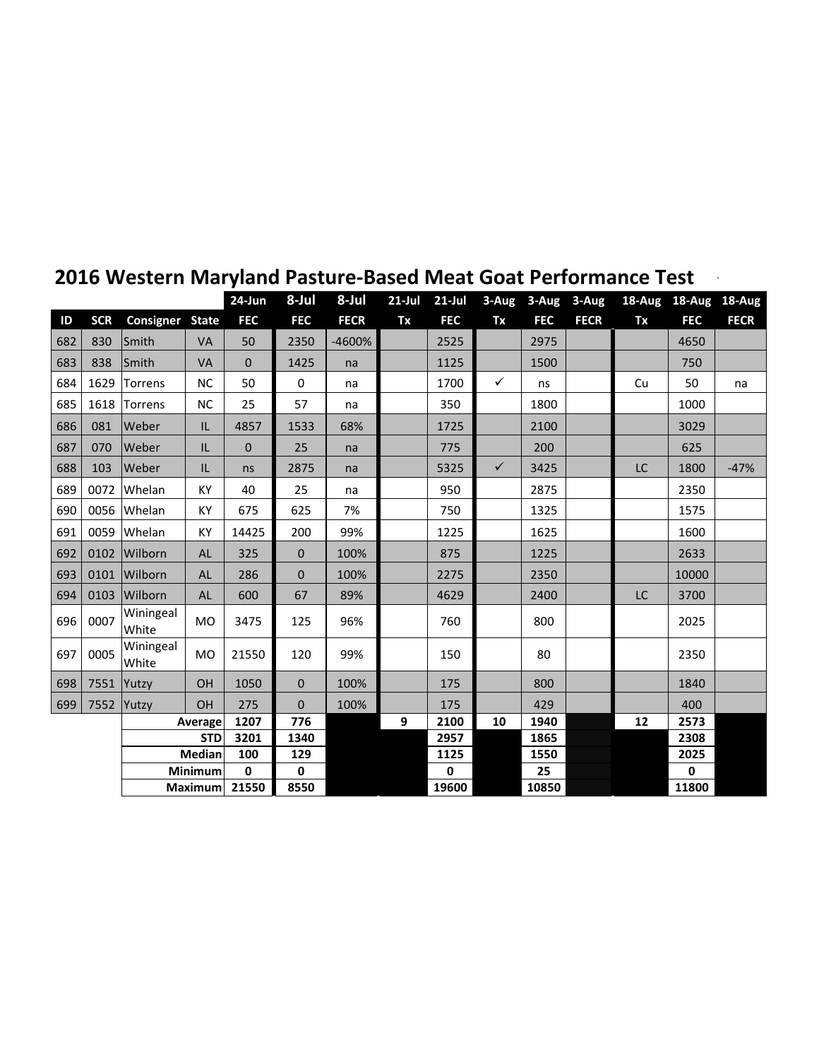# 2016 Western Maryland Pasture-Based Meat Goat Performance Test

| | | | | 24-Jun | 8-Jul | 8-Jul | 21-Jul | 21-Jul | 3-Aug | 3-Aug | 3-Aug | 18-Aug | 18-Aug | 18-Aug |
|---|---|---|---|---|---|---|---|---|---|---|---|---|---|---|
| ID | SCR | Consigner | State | FEC | FEC | FECR | Tx | FEC | Tx | FEC | FECR | Tx | FEC | FECR |
| 682 | 830 | Smith | VA | 50 | 2350 | -4600% | | 2525 | | 2975 | | | 4650 | |
| 683 | 838 | Smith | VA | 0 | 1425 | na | | 1125 | | 1500 | | | 750 | |
| 684 | 1629 | Torrens | NC | 50 | 0 | na | | 1700 | ✓ | ns | | Cu | 50 | na |
| 685 | 1618 | Torrens | NC | 25 | 57 | na | | 350 | | 1800 | | | 1000 | |
| 686 | 081 | Weber | IL | 4857 | 1533 | 68% | | 1725 | | 2100 | | | 3029 | |
| 687 | 070 | Weber | IL | 0 | 25 | na | | 775 | | 200 | | | 625 | |
| 688 | 103 | Weber | IL | ns | 2875 | na | | 5325 | ✓ | 3425 | | LC | 1800 | -47% |
| 689 | 0072 | Whelan | KY | 40 | 25 | na | | 950 | | 2875 | | | 2350 | |
| 690 | 0056 | Whelan | KY | 675 | 625 | 7% | | 750 | | 1325 | | | 1575 | |
| 691 | 0059 | Whelan | KY | 14425 | 200 | 99% | | 1225 | | 1625 | | | 1600 | |
| 692 | 0102 | Wilborn | AL | 325 | 0 | 100% | | 875 | | 1225 | | | 2633 | |
| 693 | 0101 | Wilborn | AL | 286 | 0 | 100% | | 2275 | | 2350 | | | 10000 | |
| 694 | 0103 | Wilborn | AL | 600 | 67 | 89% | | 4629 | | 2400 | | LC | 3700 | |
| 696 | 0007 | Winingeal White | MO | 3475 | 125 | 96% | | 760 | | 800 | | | 2025 | |
| 697 | 0005 | Winingeal White | MO | 21550 | 120 | 99% | | 150 | | 80 | | | 2350 | |
| 698 | 7551 | Yutzy | OH | 1050 | 0 | 100% | | 175 | | 800 | | | 1840 | |
| 699 | 7552 | Yutzy | OH | 275 | 0 | 100% | | 175 | | 429 | | | 400 | |
| | | | **Average** | **1207** | **776** | | **9** | **2100** | **10** | **1940** | | **12** | **2573** | |
| | | | **STD** | **3201** | **1340** | | | **2957** | | **1865** | | | **2308** | |
| | | | **Median** | **100** | **129** | | | **1125** | | **1550** | | | **2025** | |
| | | | **Minimum** | **0** | **0** | | | **0** | | **25** | | | **0** | |
| | | | **Maximum** | **21550** | **8550** | | | **19600** | | **10850** | | | **11800** | |